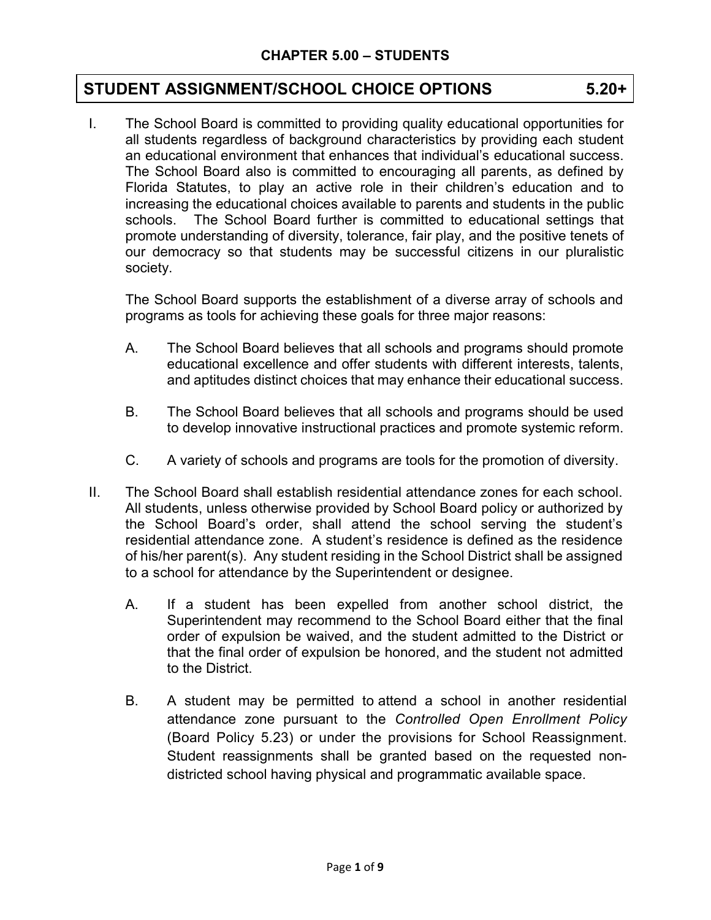## CHAPTER 5.00 – STUDENTS

# STUDENT ASSIGNMENT/SCHOOL CHOICE OPTIONS 5.20+

I. The School Board is committed to providing quality educational opportunities for all students regardless of background characteristics by providing each student an educational environment that enhances that individual's educational success. The School Board also is committed to encouraging all parents, as defined by Florida Statutes, to play an active role in their children's education and to increasing the educational choices available to parents and students in the public schools. The School Board further is committed to educational settings that promote understanding of diversity, tolerance, fair play, and the positive tenets of our democracy so that students may be successful citizens in our pluralistic society.

   The School Board supports the establishment of a diverse array of schools and programs as tools for achieving these goals for three major reasons:

   A. The School Board believes that all schools and programs should promote educational excellence and offer students with different interests, talents, and aptitudes distinct choices that may enhance their educational success.

   B. The School Board believes that all schools and programs should be used to develop innovative instructional practices and promote systemic reform.

   C. A variety of schools and programs are tools for the promotion of diversity.

II. The School Board shall establish residential attendance zones for each school. All students, unless otherwise provided by School Board policy or authorized by the School Board's order, shall attend the school serving the student's residential attendance zone. A student's residence is defined as the residence of his/her parent(s). Any student residing in the School District shall be assigned to a school for attendance by the Superintendent or designee.

   A. If a student has been expelled from another school district, the Superintendent may recommend to the School Board either that the final order of expulsion be waived, and the student admitted to the District or that the final order of expulsion be honored, and the student not admitted to the District.

   B. A student may be permitted to attend a school in another residential attendance zone pursuant to the *Controlled Open Enrollment Policy* (Board Policy 5.23) or under the provisions for School Reassignment. Student reassignments shall be granted based on the requested non-districted school having physical and programmatic available space.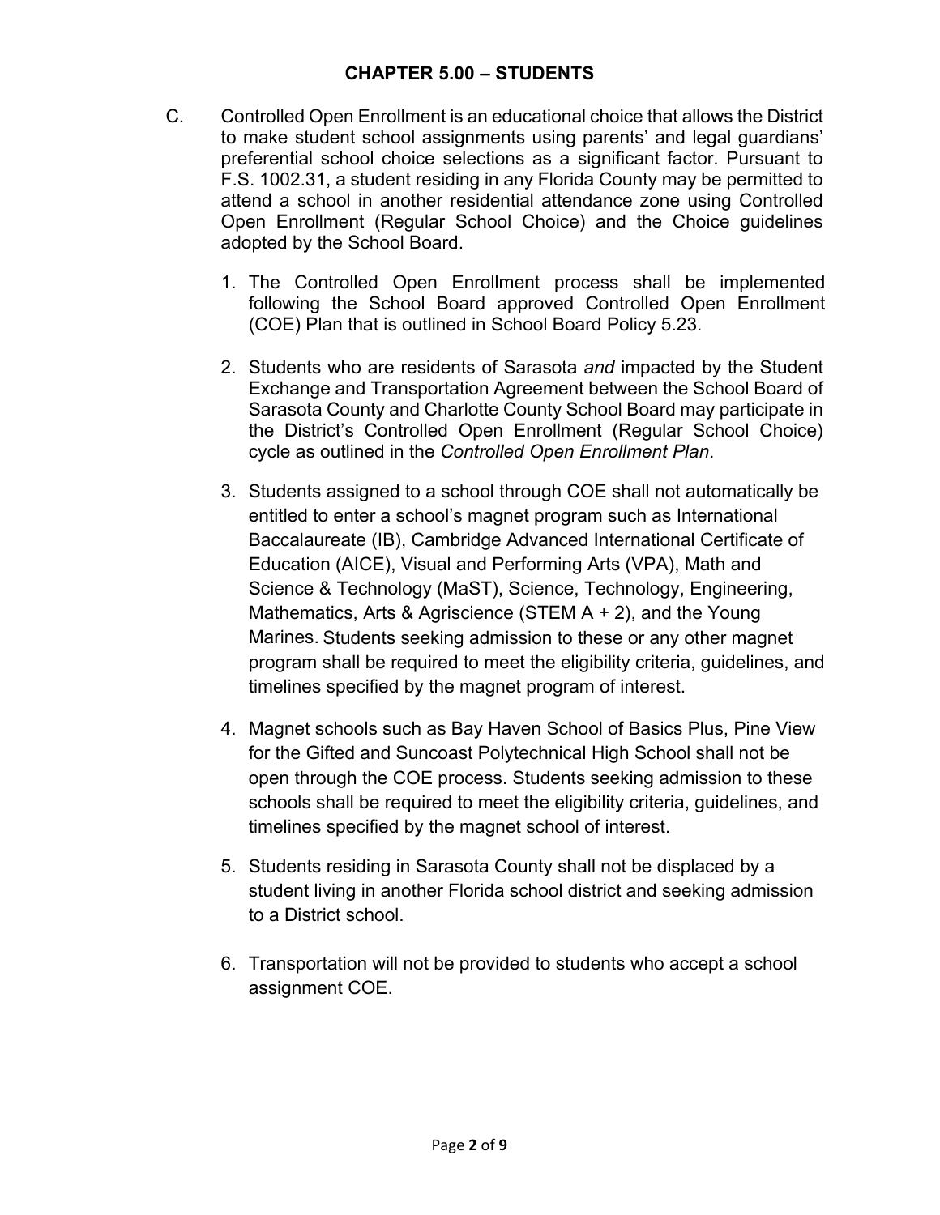**CHAPTER 5.00 – STUDENTS**

C. Controlled Open Enrollment is an educational choice that allows the District to make student school assignments using parents' and legal guardians' preferential school choice selections as a significant factor. Pursuant to F.S. 1002.31, a student residing in any Florida County may be permitted to attend a school in another residential attendance zone using Controlled Open Enrollment (Regular School Choice) and the Choice guidelines adopted by the School Board.

1. The Controlled Open Enrollment process shall be implemented following the School Board approved Controlled Open Enrollment (COE) Plan that is outlined in School Board Policy 5.23.

2. Students who are residents of Sarasota *and* impacted by the Student Exchange and Transportation Agreement between the School Board of Sarasota County and Charlotte County School Board may participate in the District's Controlled Open Enrollment (Regular School Choice) cycle as outlined in the *Controlled Open Enrollment Plan*.

3. Students assigned to a school through COE shall not automatically be entitled to enter a school's magnet program such as International Baccalaureate (IB), Cambridge Advanced International Certificate of Education (AICE), Visual and Performing Arts (VPA), Math and Science & Technology (MaST), Science, Technology, Engineering, Mathematics, Arts & Agriscience (STEM A + 2), and the Young Marines. Students seeking admission to these or any other magnet program shall be required to meet the eligibility criteria, guidelines, and timelines specified by the magnet program of interest.

4. Magnet schools such as Bay Haven School of Basics Plus, Pine View for the Gifted and Suncoast Polytechnical High School shall not be open through the COE process. Students seeking admission to these schools shall be required to meet the eligibility criteria, guidelines, and timelines specified by the magnet school of interest.

5. Students residing in Sarasota County shall not be displaced by a student living in another Florida school district and seeking admission to a District school.

6. Transportation will not be provided to students who accept a school assignment COE.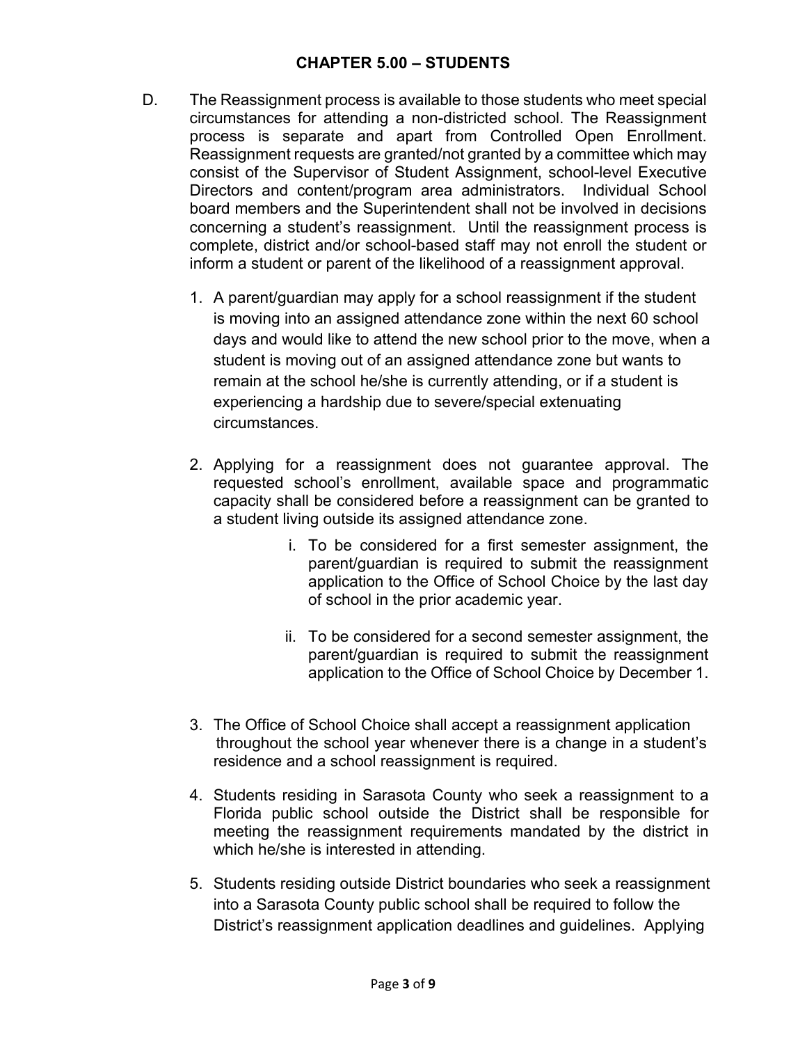## CHAPTER 5.00 – STUDENTS

D. The Reassignment process is available to those students who meet special circumstances for attending a non-districted school. The Reassignment process is separate and apart from Controlled Open Enrollment. Reassignment requests are granted/not granted by a committee which may consist of the Supervisor of Student Assignment, school-level Executive Directors and content/program area administrators. Individual School board members and the Superintendent shall not be involved in decisions concerning a student's reassignment. Until the reassignment process is complete, district and/or school-based staff may not enroll the student or inform a student or parent of the likelihood of a reassignment approval.

1. A parent/guardian may apply for a school reassignment if the student is moving into an assigned attendance zone within the next 60 school days and would like to attend the new school prior to the move, when a student is moving out of an assigned attendance zone but wants to remain at the school he/she is currently attending, or if a student is experiencing a hardship due to severe/special extenuating circumstances.

2. Applying for a reassignment does not guarantee approval. The requested school's enrollment, available space and programmatic capacity shall be considered before a reassignment can be granted to a student living outside its assigned attendance zone.

   i. To be considered for a first semester assignment, the parent/guardian is required to submit the reassignment application to the Office of School Choice by the last day of school in the prior academic year.

   ii. To be considered for a second semester assignment, the parent/guardian is required to submit the reassignment application to the Office of School Choice by December 1.

3. The Office of School Choice shall accept a reassignment application throughout the school year whenever there is a change in a student's residence and a school reassignment is required.

4. Students residing in Sarasota County who seek a reassignment to a Florida public school outside the District shall be responsible for meeting the reassignment requirements mandated by the district in which he/she is interested in attending.

5. Students residing outside District boundaries who seek a reassignment into a Sarasota County public school shall be required to follow the District's reassignment application deadlines and guidelines. Applying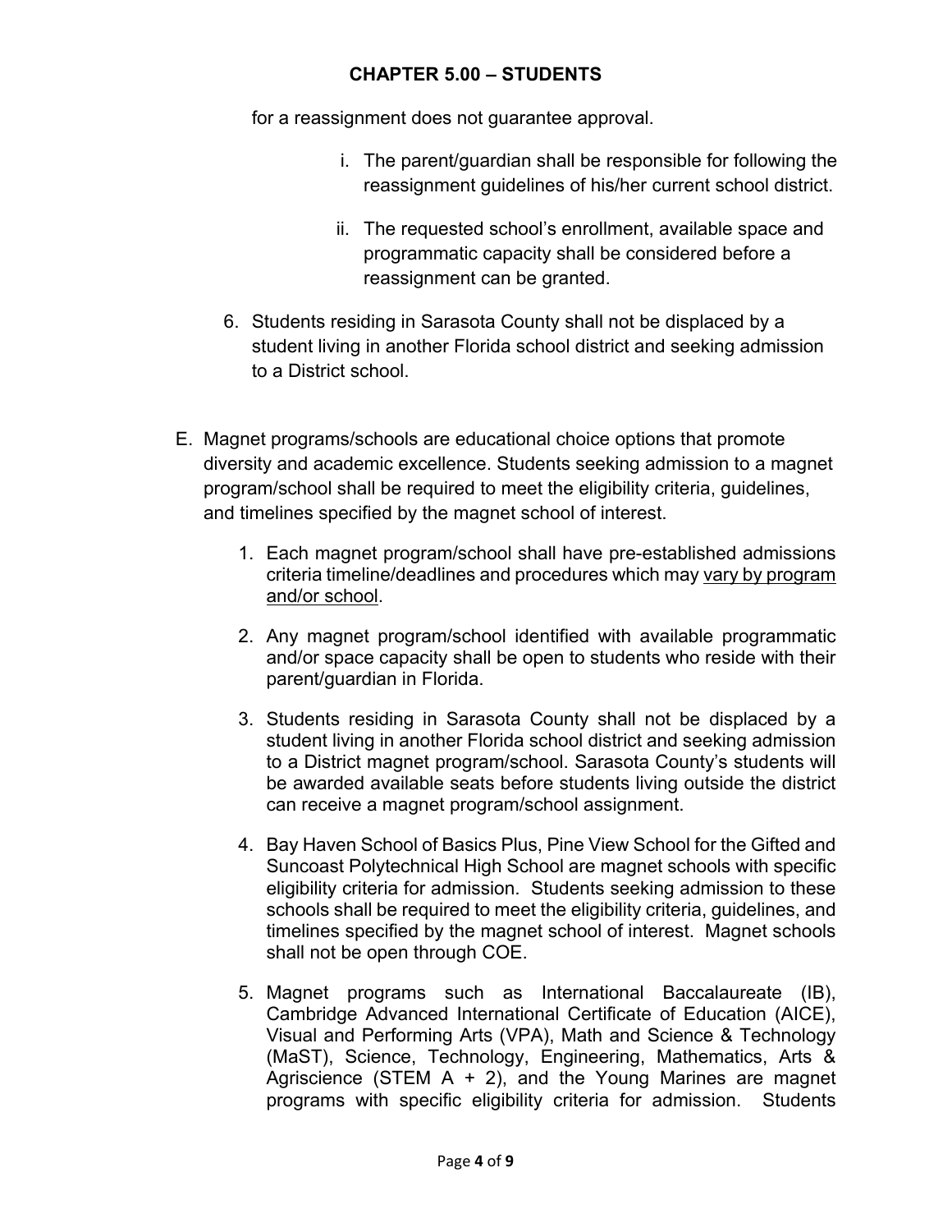for a reassignment does not guarantee approval.

i. The parent/guardian shall be responsible for following the reassignment guidelines of his/her current school district.

ii. The requested school's enrollment, available space and programmatic capacity shall be considered before a reassignment can be granted.

6. Students residing in Sarasota County shall not be displaced by a student living in another Florida school district and seeking admission to a District school.

E. Magnet programs/schools are educational choice options that promote diversity and academic excellence. Students seeking admission to a magnet program/school shall be required to meet the eligibility criteria, guidelines, and timelines specified by the magnet school of interest.

1. Each magnet program/school shall have pre-established admissions criteria timeline/deadlines and procedures which may <u>vary by program and/or school</u>.

2. Any magnet program/school identified with available programmatic and/or space capacity shall be open to students who reside with their parent/guardian in Florida.

3. Students residing in Sarasota County shall not be displaced by a student living in another Florida school district and seeking admission to a District magnet program/school. Sarasota County's students will be awarded available seats before students living outside the district can receive a magnet program/school assignment.

4. Bay Haven School of Basics Plus, Pine View School for the Gifted and Suncoast Polytechnical High School are magnet schools with specific eligibility criteria for admission. Students seeking admission to these schools shall be required to meet the eligibility criteria, guidelines, and timelines specified by the magnet school of interest. Magnet schools shall not be open through COE.

5. Magnet programs such as International Baccalaureate (IB), Cambridge Advanced International Certificate of Education (AICE), Visual and Performing Arts (VPA), Math and Science & Technology (MaST), Science, Technology, Engineering, Mathematics, Arts & Agriscience (STEM A + 2), and the Young Marines are magnet programs with specific eligibility criteria for admission. Students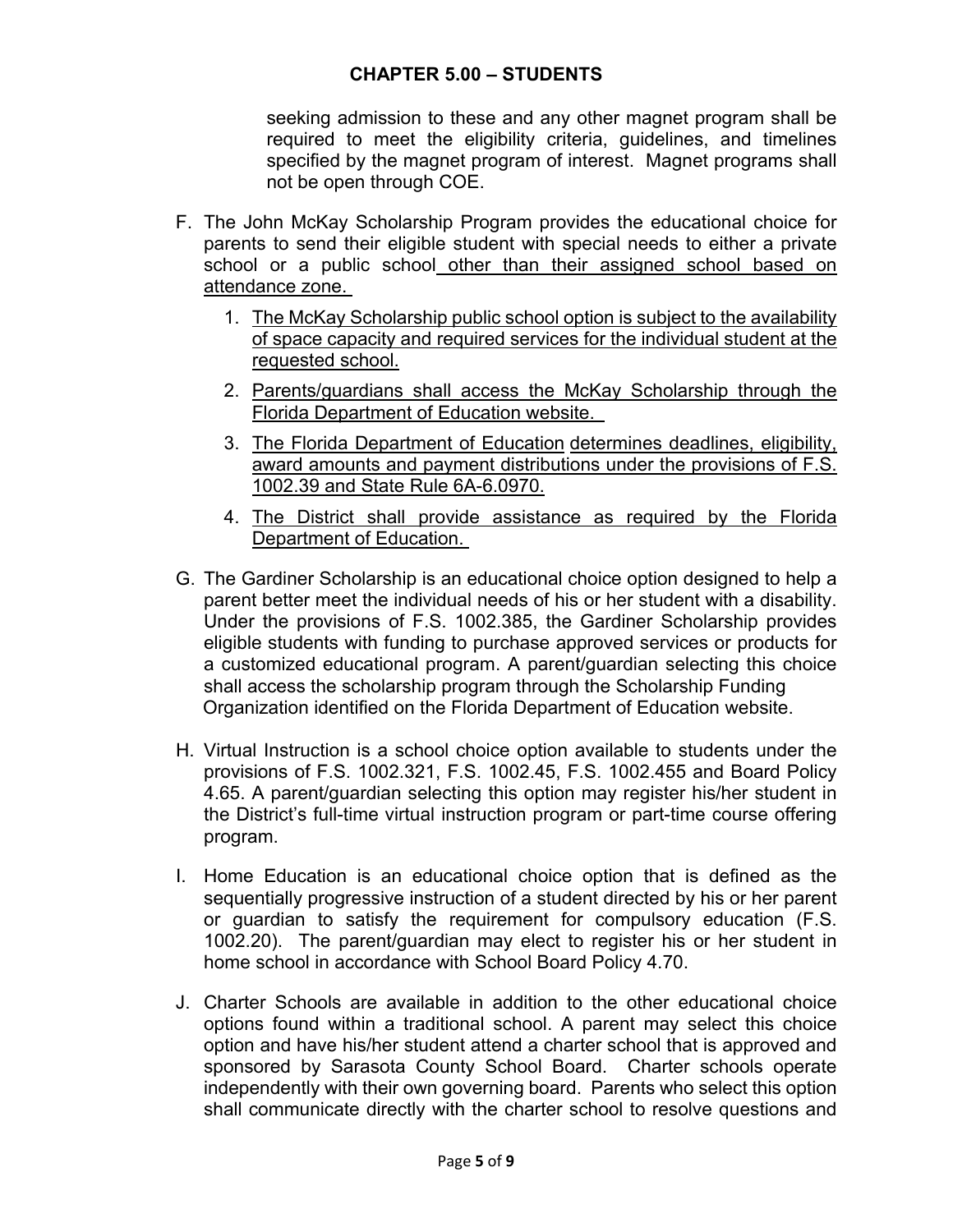seeking admission to these and any other magnet program shall be required to meet the eligibility criteria, guidelines, and timelines specified by the magnet program of interest. Magnet programs shall not be open through COE.

F. The John McKay Scholarship Program provides the educational choice for parents to send their eligible student with special needs to either a private school or a public school other than their assigned school based on attendance zone.

   1. The McKay Scholarship public school option is subject to the availability of space capacity and required services for the individual student at the requested school.
   2. Parents/guardians shall access the McKay Scholarship through the Florida Department of Education website.
   3. The Florida Department of Education determines deadlines, eligibility, award amounts and payment distributions under the provisions of F.S. 1002.39 and State Rule 6A-6.0970.
   4. The District shall provide assistance as required by the Florida Department of Education.

G. The Gardiner Scholarship is an educational choice option designed to help a parent better meet the individual needs of his or her student with a disability. Under the provisions of F.S. 1002.385, the Gardiner Scholarship provides eligible students with funding to purchase approved services or products for a customized educational program. A parent/guardian selecting this choice shall access the scholarship program through the Scholarship Funding Organization identified on the Florida Department of Education website.

H. Virtual Instruction is a school choice option available to students under the provisions of F.S. 1002.321, F.S. 1002.45, F.S. 1002.455 and Board Policy 4.65. A parent/guardian selecting this option may register his/her student in the District's full-time virtual instruction program or part-time course offering program.

I. Home Education is an educational choice option that is defined as the sequentially progressive instruction of a student directed by his or her parent or guardian to satisfy the requirement for compulsory education (F.S. 1002.20). The parent/guardian may elect to register his or her student in home school in accordance with School Board Policy 4.70.

J. Charter Schools are available in addition to the other educational choice options found within a traditional school. A parent may select this choice option and have his/her student attend a charter school that is approved and sponsored by Sarasota County School Board. Charter schools operate independently with their own governing board. Parents who select this option shall communicate directly with the charter school to resolve questions and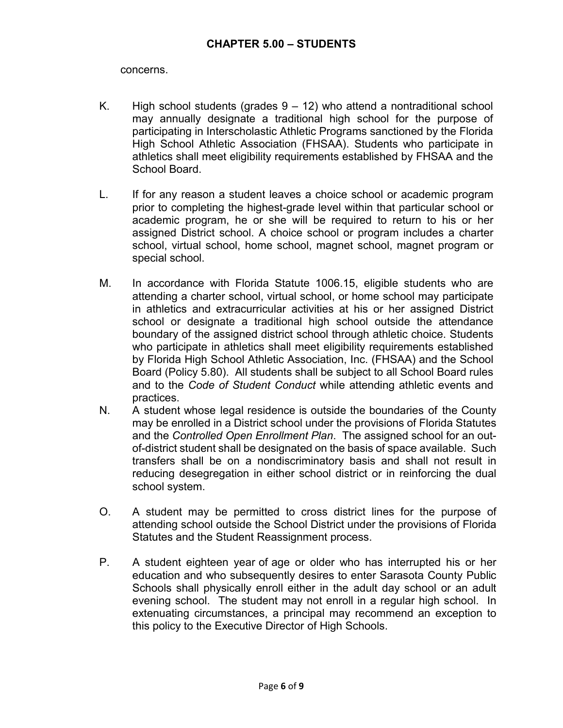concerns.

K. High school students (grades 9 – 12) who attend a nontraditional school may annually designate a traditional high school for the purpose of participating in Interscholastic Athletic Programs sanctioned by the Florida High School Athletic Association (FHSAA). Students who participate in athletics shall meet eligibility requirements established by FHSAA and the School Board.

L. If for any reason a student leaves a choice school or academic program prior to completing the highest-grade level within that particular school or academic program, he or she will be required to return to his or her assigned District school. A choice school or program includes a charter school, virtual school, home school, magnet school, magnet program or special school.

M. In accordance with Florida Statute 1006.15, eligible students who are attending a charter school, virtual school, or home school may participate in athletics and extracurricular activities at his or her assigned District school or designate a traditional high school outside the attendance boundary of the assigned district school through athletic choice. Students who participate in athletics shall meet eligibility requirements established by Florida High School Athletic Association, Inc. (FHSAA) and the School Board (Policy 5.80). All students shall be subject to all School Board rules and to the *Code of Student Conduct* while attending athletic events and practices.

N. A student whose legal residence is outside the boundaries of the County may be enrolled in a District school under the provisions of Florida Statutes and the *Controlled Open Enrollment Plan*. The assigned school for an out-of-district student shall be designated on the basis of space available. Such transfers shall be on a nondiscriminatory basis and shall not result in reducing desegregation in either school district or in reinforcing the dual school system.

O. A student may be permitted to cross district lines for the purpose of attending school outside the School District under the provisions of Florida Statutes and the Student Reassignment process.

P. A student eighteen year of age or older who has interrupted his or her education and who subsequently desires to enter Sarasota County Public Schools shall physically enroll either in the adult day school or an adult evening school. The student may not enroll in a regular high school. In extenuating circumstances, a principal may recommend an exception to this policy to the Executive Director of High Schools.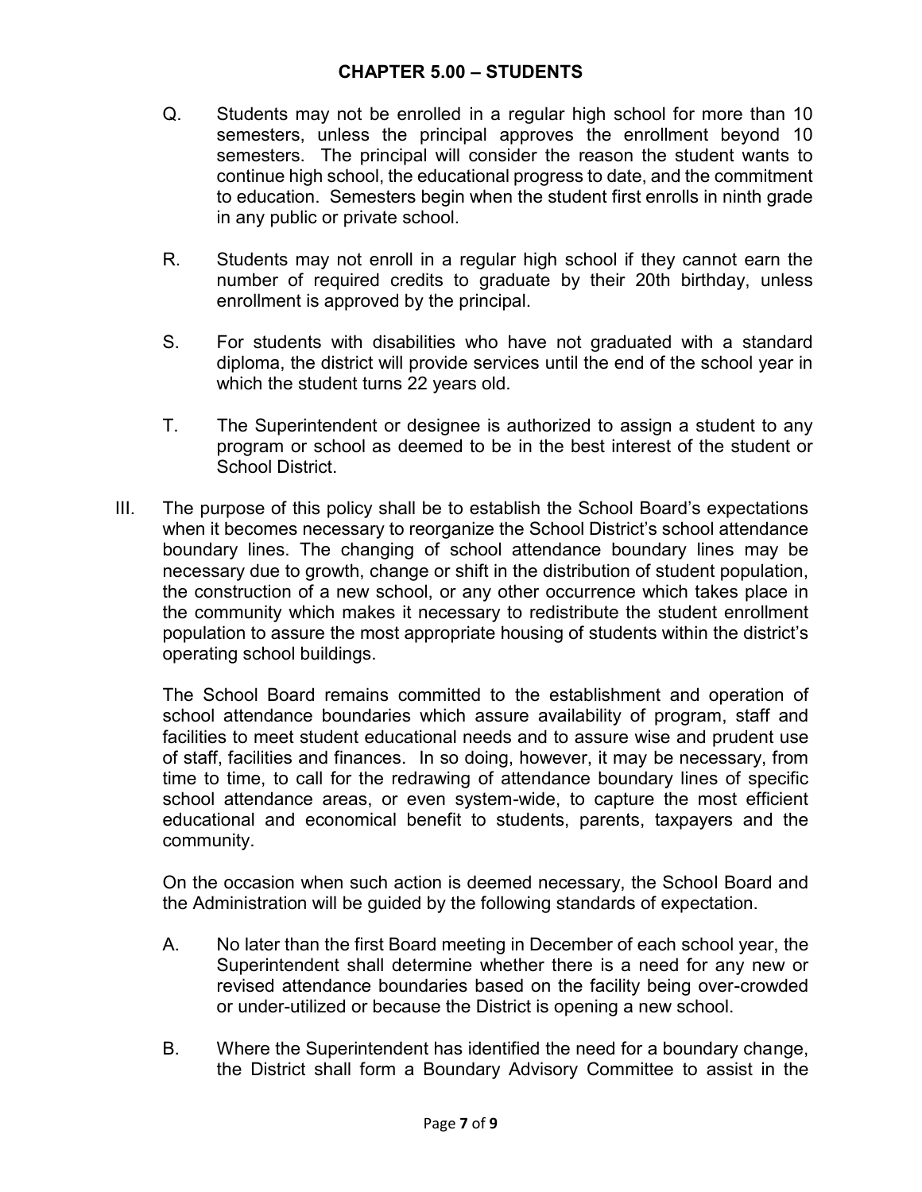## CHAPTER 5.00 – STUDENTS

Q. Students may not be enrolled in a regular high school for more than 10 semesters, unless the principal approves the enrollment beyond 10 semesters. The principal will consider the reason the student wants to continue high school, the educational progress to date, and the commitment to education. Semesters begin when the student first enrolls in ninth grade in any public or private school.

R. Students may not enroll in a regular high school if they cannot earn the number of required credits to graduate by their 20th birthday, unless enrollment is approved by the principal.

S. For students with disabilities who have not graduated with a standard diploma, the district will provide services until the end of the school year in which the student turns 22 years old.

T. The Superintendent or designee is authorized to assign a student to any program or school as deemed to be in the best interest of the student or School District.

III. The purpose of this policy shall be to establish the School Board's expectations when it becomes necessary to reorganize the School District's school attendance boundary lines. The changing of school attendance boundary lines may be necessary due to growth, change or shift in the distribution of student population, the construction of a new school, or any other occurrence which takes place in the community which makes it necessary to redistribute the student enrollment population to assure the most appropriate housing of students within the district's operating school buildings.

The School Board remains committed to the establishment and operation of school attendance boundaries which assure availability of program, staff and facilities to meet student educational needs and to assure wise and prudent use of staff, facilities and finances. In so doing, however, it may be necessary, from time to time, to call for the redrawing of attendance boundary lines of specific school attendance areas, or even system-wide, to capture the most efficient educational and economical benefit to students, parents, taxpayers and the community.

On the occasion when such action is deemed necessary, the School Board and the Administration will be guided by the following standards of expectation.

A. No later than the first Board meeting in December of each school year, the Superintendent shall determine whether there is a need for any new or revised attendance boundaries based on the facility being over-crowded or under-utilized or because the District is opening a new school.

B. Where the Superintendent has identified the need for a boundary change, the District shall form a Boundary Advisory Committee to assist in the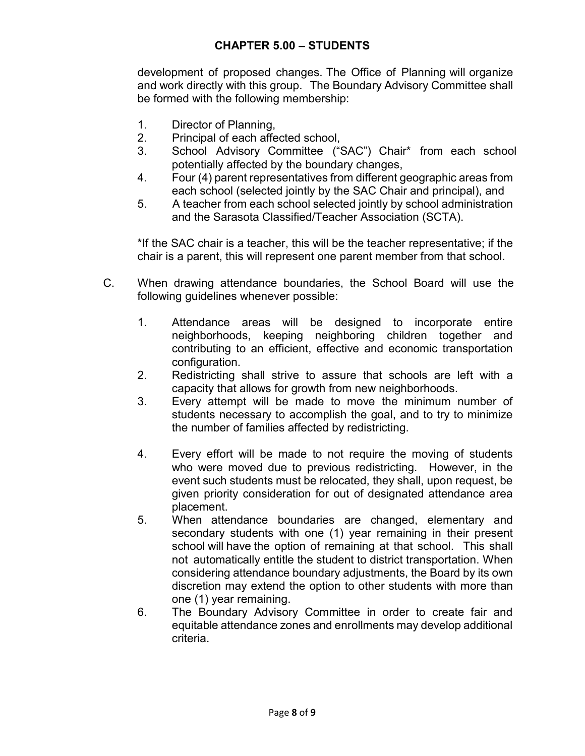development of proposed changes. The Office of Planning will organize and work directly with this group. The Boundary Advisory Committee shall be formed with the following membership:

1. Director of Planning,
2. Principal of each affected school,
3. School Advisory Committee ("SAC") Chair* from each school potentially affected by the boundary changes,
4. Four (4) parent representatives from different geographic areas from each school (selected jointly by the SAC Chair and principal), and
5. A teacher from each school selected jointly by school administration and the Sarasota Classified/Teacher Association (SCTA).

*If the SAC chair is a teacher, this will be the teacher representative; if the chair is a parent, this will represent one parent member from that school.

C. When drawing attendance boundaries, the School Board will use the following guidelines whenever possible:

1. Attendance areas will be designed to incorporate entire neighborhoods, keeping neighboring children together and contributing to an efficient, effective and economic transportation configuration.
2. Redistricting shall strive to assure that schools are left with a capacity that allows for growth from new neighborhoods.
3. Every attempt will be made to move the minimum number of students necessary to accomplish the goal, and to try to minimize the number of families affected by redistricting.
4. Every effort will be made to not require the moving of students who were moved due to previous redistricting. However, in the event such students must be relocated, they shall, upon request, be given priority consideration for out of designated attendance area placement.
5. When attendance boundaries are changed, elementary and secondary students with one (1) year remaining in their present school will have the option of remaining at that school. This shall not automatically entitle the student to district transportation. When considering attendance boundary adjustments, the Board by its own discretion may extend the option to other students with more than one (1) year remaining.
6. The Boundary Advisory Committee in order to create fair and equitable attendance zones and enrollments may develop additional criteria.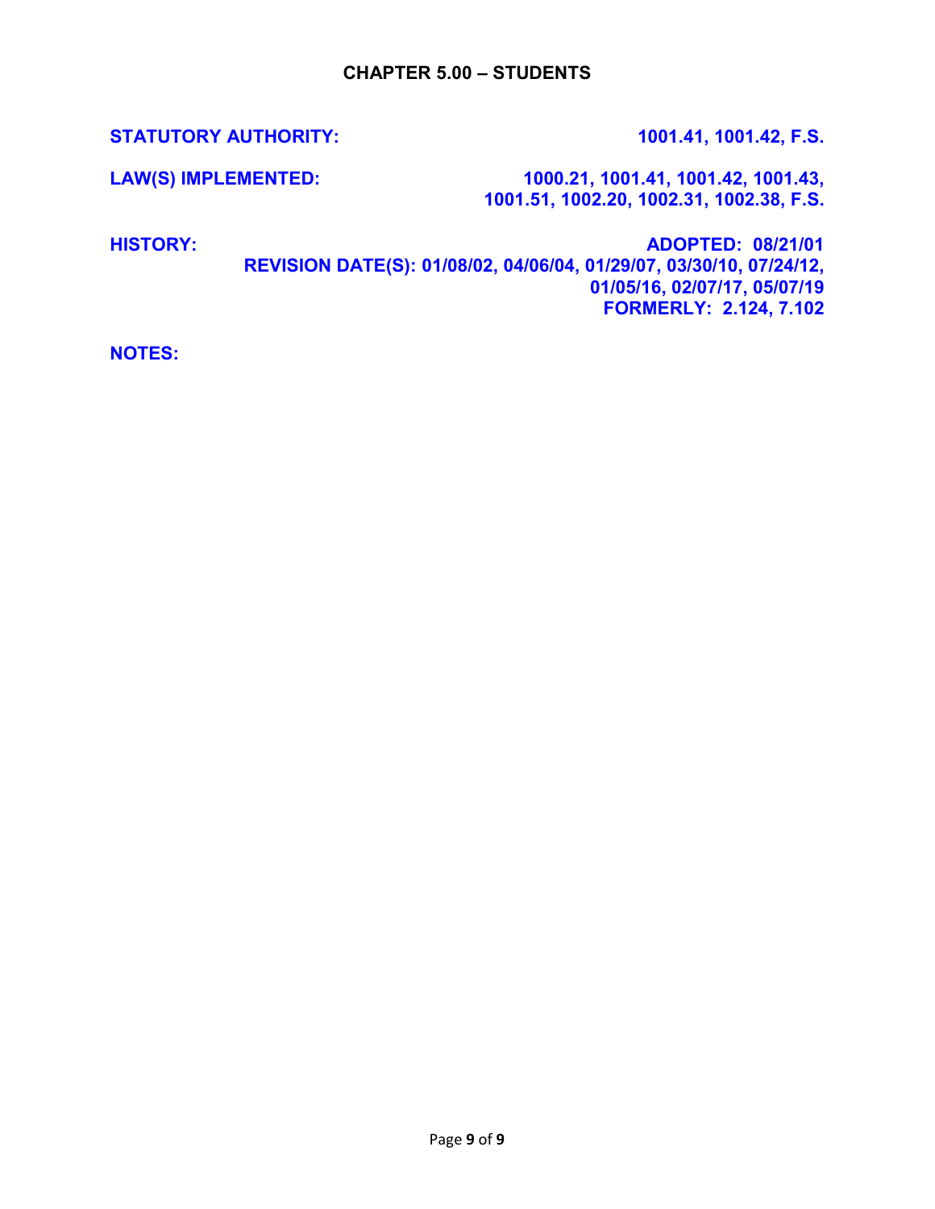## CHAPTER 5.00 – STUDENTS

**STATUTORY AUTHORITY:** **1001.41, 1001.42, F.S.**

**LAW(S) IMPLEMENTED:** **1000.21, 1001.41, 1001.42, 1001.43, 1001.51, 1002.20, 1002.31, 1002.38, F.S.**

**HISTORY:** **ADOPTED: 08/21/01**
**REVISION DATE(S): 01/08/02, 04/06/04, 01/29/07, 03/30/10, 07/24/12, 01/05/16, 02/07/17, 05/07/19**
**FORMERLY: 2.124, 7.102**

**NOTES:**